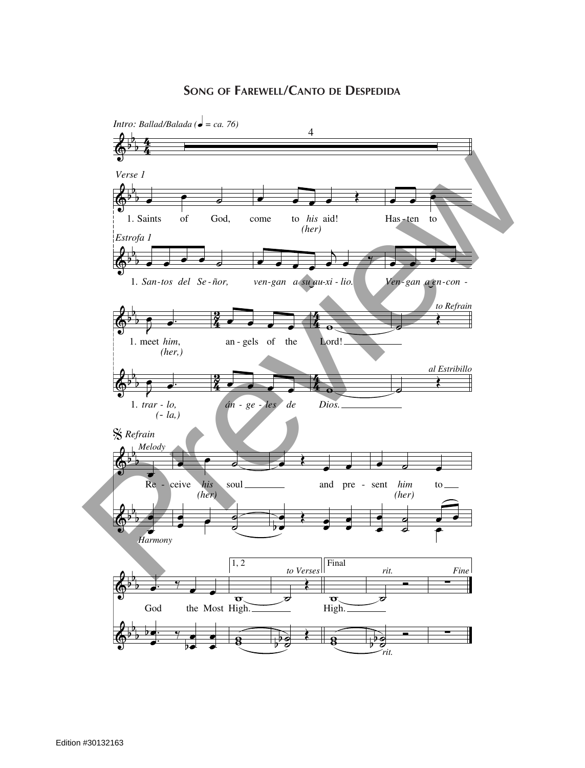# Song of Farewell/Canto de Despedida

*Intro: Ballad/Balada (♩ = ca. 76)*

4

*Verse 1*

1. Saints of God, come to *his* aid! Has-ten to
*(her)*

*Estrofa 1*

1. *San-tos del Se-ñor, ven-gan a su au-xi-lio. Ven-gan a en-con-*

1. meet *him*, an-gels of the Lord!
*(her,)*

*to Refrain*

1. *trar-lo, án-ge-les de Dios.*
*(-la,)*

*al Estribillo*

𝄋 *Refrain*

*Melody*

Re-ceive *his* soul and pre-sent *him* to
*(her)* *(her)*

*Harmony*

God the Most High.

1, 2 *to Verses*

Final

High.

*rit.*

*Fine*

Edition #30132163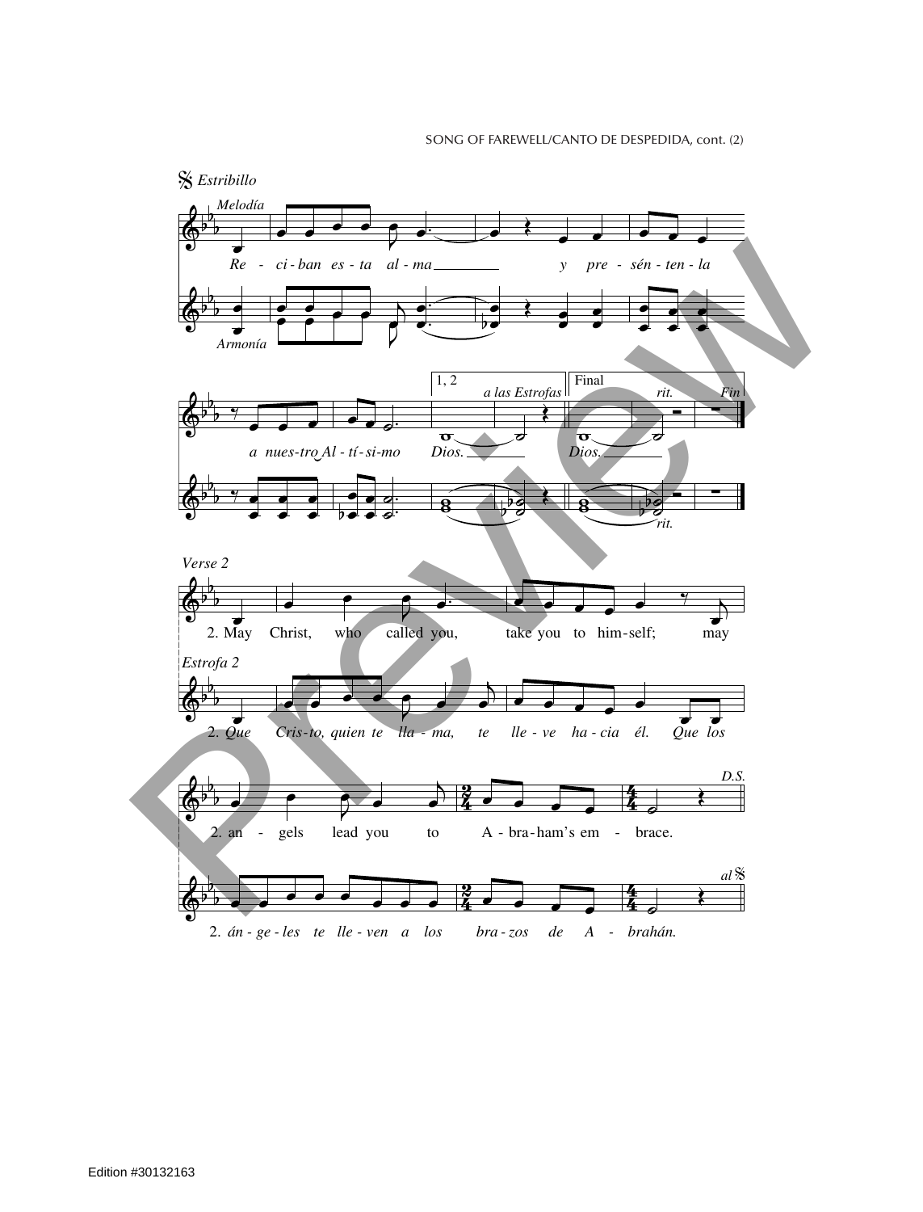𝄋 *Estribillo*

*Melodía*

*Re - ci - ban es - ta al - ma y pre - sén - ten - la*

*Armonía*

*a nues-tro Al - tí - si-mo Dios.* (1, 2 — *a las Estrofas*) *Dios.* (Final — *rit.* *Fin*)

*Verse 2*

2. May Christ, who called you, take you to him-self; may

*Estrofa 2*

2. *Que Cris-to, quien te lla - ma, te lle - ve ha - cia él. Que los*

2. an - gels lead you to A - bra - ham's em - brace. *D.S.*

2. *án - ge - les te lle - ven a los bra - zos de A - brahán.* *al* 𝄋

Edition #30132163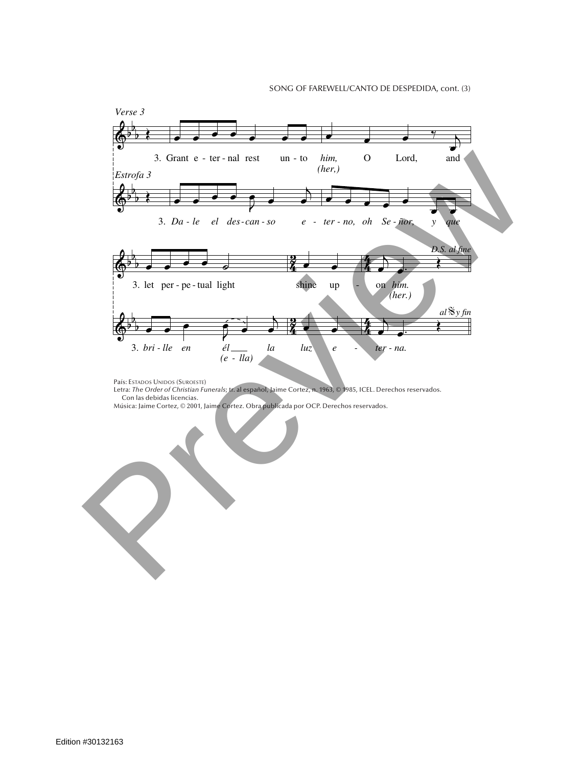Verse 3

3. Grant e - ter - nal rest un - to *him,* *(her,)* O Lord, and

Estrofa 3

3. *Da - le el des - can - so e - ter - no, oh Se - ñor, y que*

3. let per - pe - tual light shine up - on *him.* *(her.)*

D.S. al fine

3. *bri - lle en él (e - lla) la luz e - ter - na.*

*al 𝄋 y fin*

País: Estados Unidos (Suroeste)
Letra: *The Order of Christian Funerals;* tr. al español, Jaime Cortez, n. 1963, © 1985, ICEL. Derechos reservados. Con las debidas licencias.
Música: Jaime Cortez, © 2001, Jaime Cortez. Obra publicada por OCP. Derechos reservados.

Edition #30132163